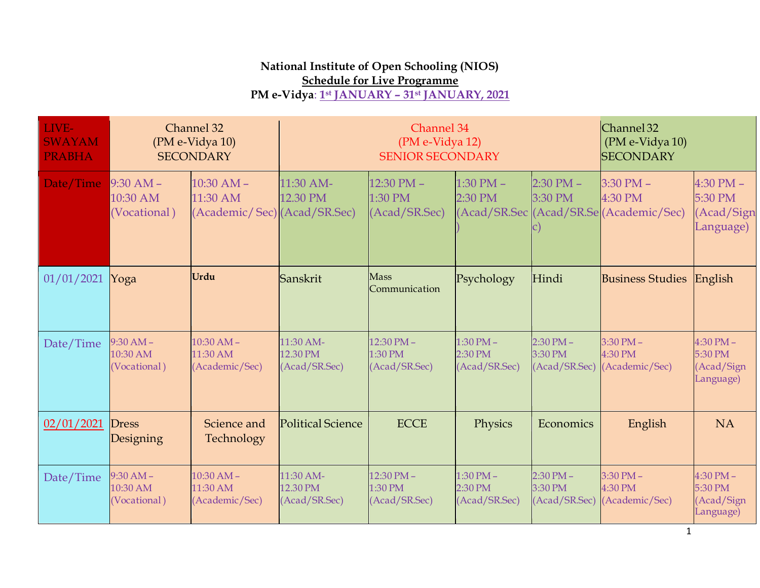**National Institute of Open Schooling (NIOS)**

**Schedule for Live Programme**

**PM e-Vidya: 1st JANUARY – 31st JANUARY, 2021**

| LIVE-SWAYAM PRABHA | Channel 32 (PM e-Vidya 10) SECONDARY | | Channel 34 (PM e-Vidya 12) SENIOR SECONDARY | | | | Channel 32 (PM e-Vidya 10) SECONDARY | |
|---|---|---|---|---|---|---|---|---|
| Date/Time | 9:30 AM – 10:30 AM (Vocational ) | 10:30 AM – 11:30 AM (Academic/ Sec) | 11:30 AM-12.30 PM (Acad/SR.Sec) | 12:30 PM – 1:30 PM (Acad/SR.Sec) | 1:30 PM – 2:30 PM (Acad/SR.Sec ) | 2:30 PM – 3:30 PM (Acad/SR.Sec) | 3:30 PM – 4:30 PM (Academic/Sec) | 4:30 PM – 5:30 PM (Acad/Sign Language) |
| 01/01/2021 | Yoga | **Urdu** | Sanskrit | Mass Communication | Psychology | Hindi | Business Studies | English |
| Date/Time | 9:30 AM – 10:30 AM (Vocational ) | 10:30 AM – 11:30 AM (Academic/Sec) | 11:30 AM-12.30 PM (Acad/SR.Sec) | 12:30 PM – 1:30 PM (Acad/SR.Sec) | 1:30 PM – 2:30 PM (Acad/SR.Sec) | 2:30 PM – 3:30 PM (Acad/SR.Sec) | 3:30 PM – 4:30 PM (Academic/Sec) | 4:30 PM – 5:30 PM (Acad/Sign Language) |
| 02/01/2021 | Dress Designing | Science and Technology | Political Science | ECCE | Physics | Economics | English | NA |
| Date/Time | 9:30 AM – 10:30 AM (Vocational ) | 10:30 AM – 11:30 AM (Academic/Sec) | 11:30 AM-12.30 PM (Acad/SR.Sec) | 12:30 PM – 1:30 PM (Acad/SR.Sec) | 1:30 PM – 2:30 PM (Acad/SR.Sec) | 2:30 PM – 3:30 PM (Acad/SR.Sec) | 3:30 PM – 4:30 PM (Academic/Sec) | 4:30 PM – 5:30 PM (Acad/Sign Language) |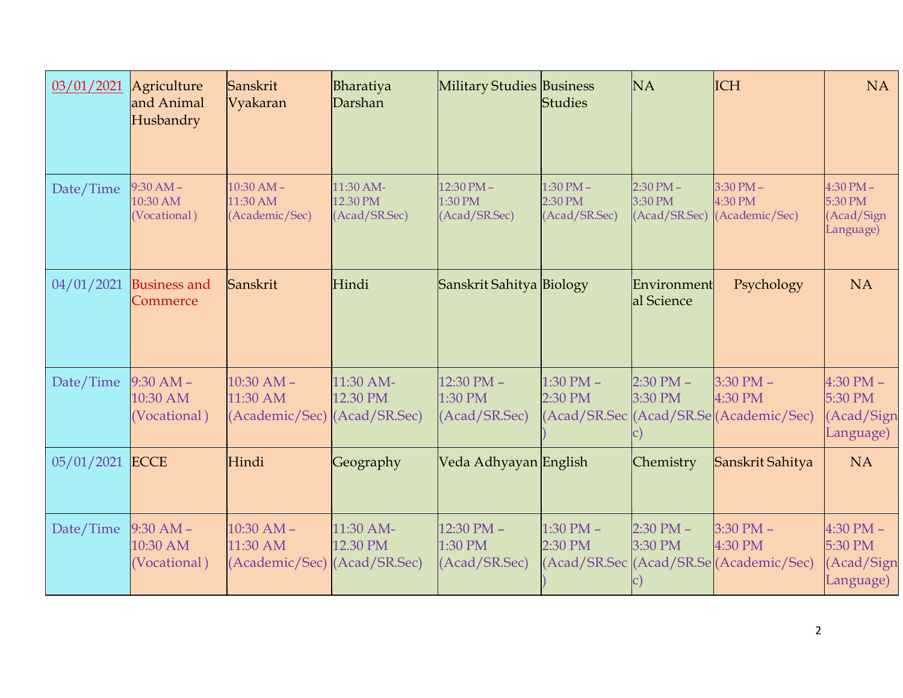| 03/01/2021 | Agriculture and Animal Husbandry | Sanskrit Vyakaran | Bharatiya Darshan | Military Studies | Business Studies | NA | ICH | NA |
|---|---|---|---|---|---|---|---|---|
| Date/Time | 9:30 AM – 10:30 AM (Vocational ) | 10:30 AM – 11:30 AM (Academic/Sec) | 11:30 AM- 12.30 PM (Acad/SR.Sec) | 12:30 PM – 1:30 PM (Acad/SR.Sec) | 1:30 PM – 2:30 PM (Acad/SR.Sec) | 2:30 PM – 3:30 PM (Acad/SR.Sec) | 3:30 PM – 4:30 PM (Academic/Sec) | 4:30 PM – 5:30 PM (Acad/Sign Language) |
| 04/01/2021 | Business and Commerce | Sanskrit | Hindi | Sanskrit Sahitya | Biology | Environmental Science | Psychology | NA |
| Date/Time | 9:30 AM – 10:30 AM (Vocational ) | 10:30 AM – 11:30 AM (Academic/Sec) | 11:30 AM- 12.30 PM (Acad/SR.Sec) | 12:30 PM – 1:30 PM (Acad/SR.Sec) | 1:30 PM – 2:30 PM (Acad/SR.Sec ) | 2:30 PM – 3:30 PM (Acad/SR.Sec) | 3:30 PM – 4:30 PM (Academic/Sec) | 4:30 PM – 5:30 PM (Acad/Sign Language) |
| 05/01/2021 | ECCE | Hindi | Geography | Veda Adhyayan | English | Chemistry | Sanskrit Sahitya | NA |
| Date/Time | 9:30 AM – 10:30 AM (Vocational ) | 10:30 AM – 11:30 AM (Academic/Sec) | 11:30 AM- 12.30 PM (Acad/SR.Sec) | 12:30 PM – 1:30 PM (Acad/SR.Sec) | 1:30 PM – 2:30 PM (Acad/SR.Sec ) | 2:30 PM – 3:30 PM (Acad/SR.Sec) | 3:30 PM – 4:30 PM (Academic/Sec) | 4:30 PM – 5:30 PM (Acad/Sign Language) |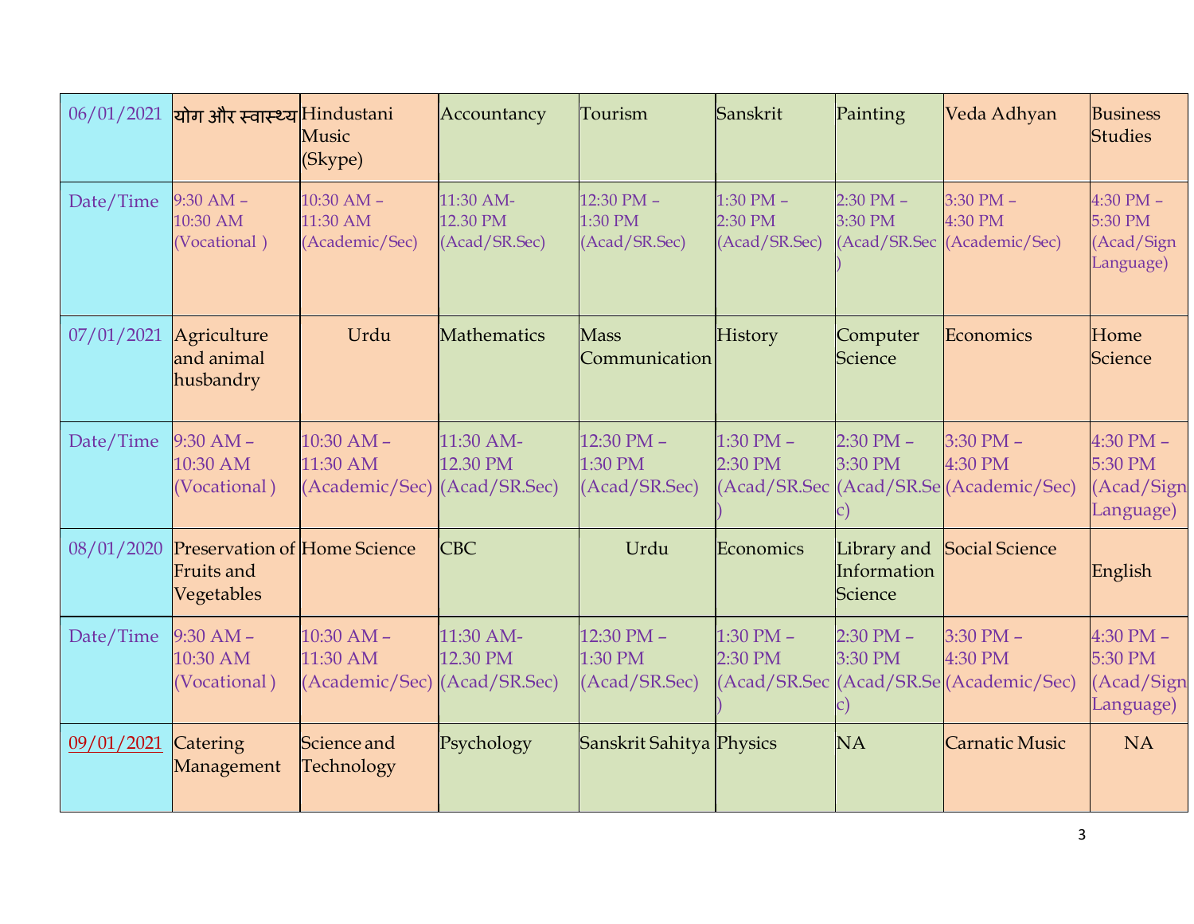| 06/01/2021 | योग और स्वास्थ्य | Hindustani Music (Skype) | Accountancy | Tourism | Sanskrit | Painting | Veda Adhyan | Business Studies |
|---|---|---|---|---|---|---|---|---|
| Date/Time | 9:30 AM – 10:30 AM (Vocational ) | 10:30 AM – 11:30 AM (Academic/Sec) | 11:30 AM- 12.30 PM (Acad/SR.Sec) | 12:30 PM – 1:30 PM (Acad/SR.Sec) | 1:30 PM – 2:30 PM (Acad/SR.Sec) | 2:30 PM – 3:30 PM (Acad/SR.Sec ) | 3:30 PM – 4:30 PM (Academic/Sec) | 4:30 PM – 5:30 PM (Acad/Sign Language) |
| 07/01/2021 | Agriculture and animal husbandry | Urdu | Mathematics | Mass Communication | History | Computer Science | Economics | Home Science |
| Date/Time | 9:30 AM – 10:30 AM (Vocational ) | 10:30 AM – 11:30 AM (Academic/Sec) | 11:30 AM- 12.30 PM (Acad/SR.Sec) | 12:30 PM – 1:30 PM (Acad/SR.Sec) | 1:30 PM – 2:30 PM (Acad/SR.Sec ) | 2:30 PM – 3:30 PM (Acad/SR.Sec) | 3:30 PM – 4:30 PM (Academic/Sec) | 4:30 PM – 5:30 PM (Acad/Sign Language) |
| 08/01/2020 | Preservation of Fruits and Vegetables | Home Science | CBC | Urdu | Economics | Library and Information Science | Social Science | English |
| Date/Time | 9:30 AM – 10:30 AM (Vocational ) | 10:30 AM – 11:30 AM (Academic/Sec) | 11:30 AM- 12.30 PM (Acad/SR.Sec) | 12:30 PM – 1:30 PM (Acad/SR.Sec) | 1:30 PM – 2:30 PM (Acad/SR.Sec ) | 2:30 PM – 3:30 PM (Acad/SR.Sec) | 3:30 PM – 4:30 PM (Academic/Sec) | 4:30 PM – 5:30 PM (Acad/Sign Language) |
| 09/01/2021 | Catering Management | Science and Technology | Psychology | Sanskrit Sahitya | Physics | NA | Carnatic Music | NA |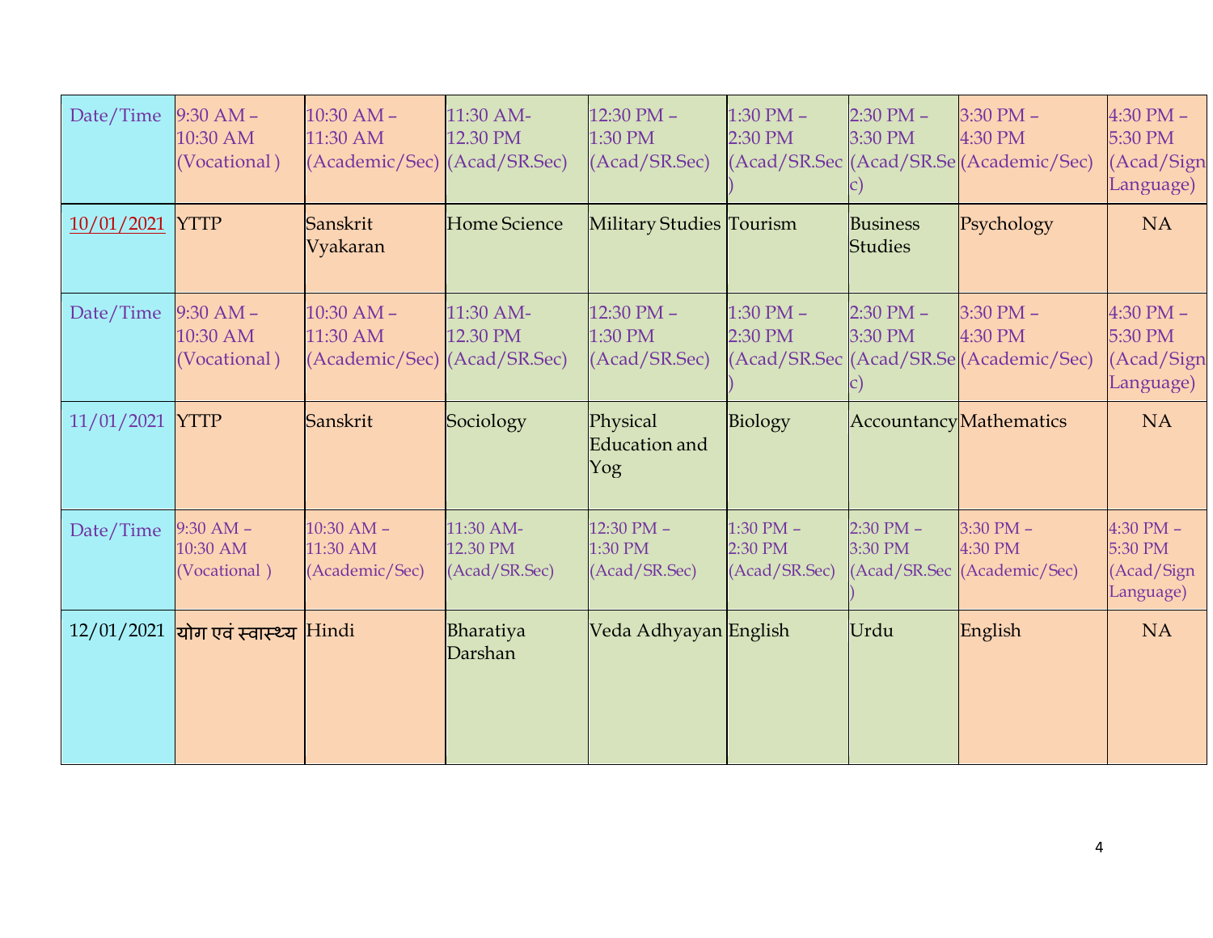| Date/Time | 9:30 AM – 10:30 AM (Vocational ) | 10:30 AM – 11:30 AM (Academic/Sec) | 11:30 AM- 12.30 PM (Acad/SR.Sec) | 12:30 PM – 1:30 PM (Acad/SR.Sec) | 1:30 PM – 2:30 PM (Acad/SR.Sec ) | 2:30 PM – 3:30 PM (Acad/SR.Sec) | 3:30 PM – 4:30 PM (Academic/Sec) | 4:30 PM – 5:30 PM (Acad/Sign Language) |
|---|---|---|---|---|---|---|---|---|
| 10/01/2021 | YTTP | Sanskrit Vyakaran | Home Science | Military Studies | Tourism | Business Studies | Psychology | NA |
| Date/Time | 9:30 AM – 10:30 AM (Vocational ) | 10:30 AM – 11:30 AM (Academic/Sec) | 11:30 AM- 12.30 PM (Acad/SR.Sec) | 12:30 PM – 1:30 PM (Acad/SR.Sec) | 1:30 PM – 2:30 PM (Acad/SR.Sec ) | 2:30 PM – 3:30 PM (Acad/SR.Sec) | 3:30 PM – 4:30 PM (Academic/Sec) | 4:30 PM – 5:30 PM (Acad/Sign Language) |
| 11/01/2021 | YTTP | Sanskrit | Sociology | Physical Education and Yog | Biology | Accountancy | Mathematics | NA |
| Date/Time | 9:30 AM – 10:30 AM (Vocational ) | 10:30 AM – 11:30 AM (Academic/Sec) | 11:30 AM- 12.30 PM (Acad/SR.Sec) | 12:30 PM – 1:30 PM (Acad/SR.Sec) | 1:30 PM – 2:30 PM (Acad/SR.Sec) | 2:30 PM – 3:30 PM (Acad/SR.Sec ) | 3:30 PM – 4:30 PM (Academic/Sec) | 4:30 PM – 5:30 PM (Acad/Sign Language) |
| 12/01/2021 | योग एवं स्वास्थ्य | Hindi | Bharatiya Darshan | Veda Adhyayan | English | Urdu | English | NA |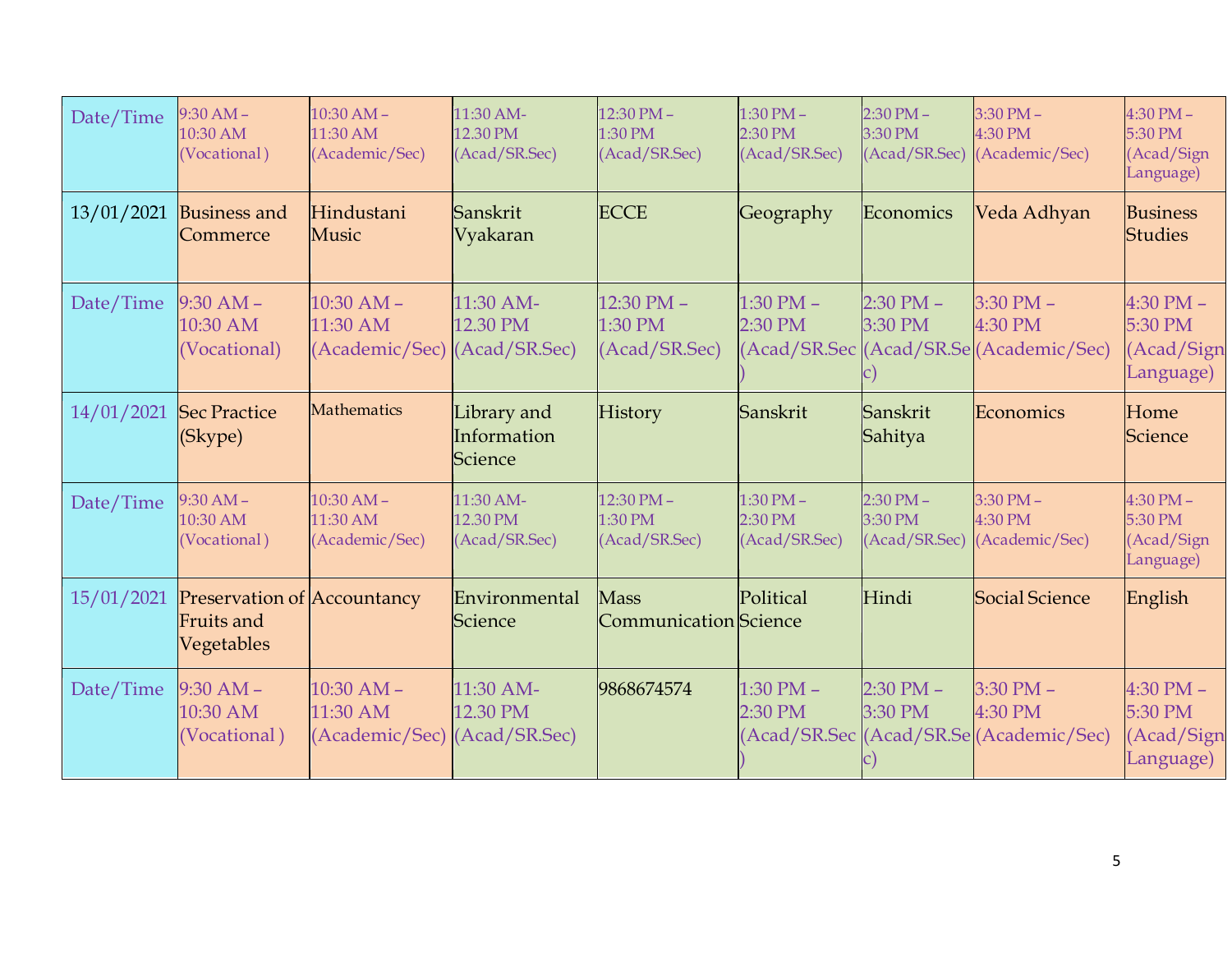| Date/Time | 9:30 AM – 10:30 AM (Vocational ) | 10:30 AM – 11:30 AM (Academic/Sec) | 11:30 AM- 12.30 PM (Acad/SR.Sec) | 12:30 PM – 1:30 PM (Acad/SR.Sec) | 1:30 PM – 2:30 PM (Acad/SR.Sec) | 2:30 PM – 3:30 PM (Acad/SR.Sec) | 3:30 PM – 4:30 PM (Academic/Sec) | 4:30 PM – 5:30 PM (Acad/Sign Language) |
|---|---|---|---|---|---|---|---|---|
| 13/01/2021 | Business and Commerce | Hindustani Music | Sanskrit Vyakaran | ECCE | Geography | Economics | Veda Adhyan | Business Studies |
| Date/Time | 9:30 AM – 10:30 AM (Vocational) | 10:30 AM – 11:30 AM (Academic/Sec) | 11:30 AM- 12.30 PM (Acad/SR.Sec) | 12:30 PM – 1:30 PM (Acad/SR.Sec) | 1:30 PM – 2:30 PM (Acad/SR.Sec ) | 2:30 PM – 3:30 PM (Acad/SR.Se c) | 3:30 PM – 4:30 PM (Academic/Sec) | 4:30 PM – 5:30 PM (Acad/Sign Language) |
| 14/01/2021 | Sec Practice (Skype) | Mathematics | Library and Information Science | History | Sanskrit | Sanskrit Sahitya | Economics | Home Science |
| Date/Time | 9:30 AM – 10:30 AM (Vocational ) | 10:30 AM – 11:30 AM (Academic/Sec) | 11:30 AM- 12.30 PM (Acad/SR.Sec) | 12:30 PM – 1:30 PM (Acad/SR.Sec) | 1:30 PM – 2:30 PM (Acad/SR.Sec) | 2:30 PM – 3:30 PM (Acad/SR.Sec) | 3:30 PM – 4:30 PM (Academic/Sec) | 4:30 PM – 5:30 PM (Acad/Sign Language) |
| 15/01/2021 | Preservation of Fruits and Vegetables | Accountancy | Environmental Science | Mass Communication | Political Science | Hindi | Social Science | English |
| Date/Time | 9:30 AM – 10:30 AM (Vocational ) | 10:30 AM – 11:30 AM (Academic/Sec) | 11:30 AM- 12.30 PM (Acad/SR.Sec) | 9868674574 | 1:30 PM – 2:30 PM (Acad/SR.Sec ) | 2:30 PM – 3:30 PM (Acad/SR.Se c) | 3:30 PM – 4:30 PM (Academic/Sec) | 4:30 PM – 5:30 PM (Acad/Sign Language) |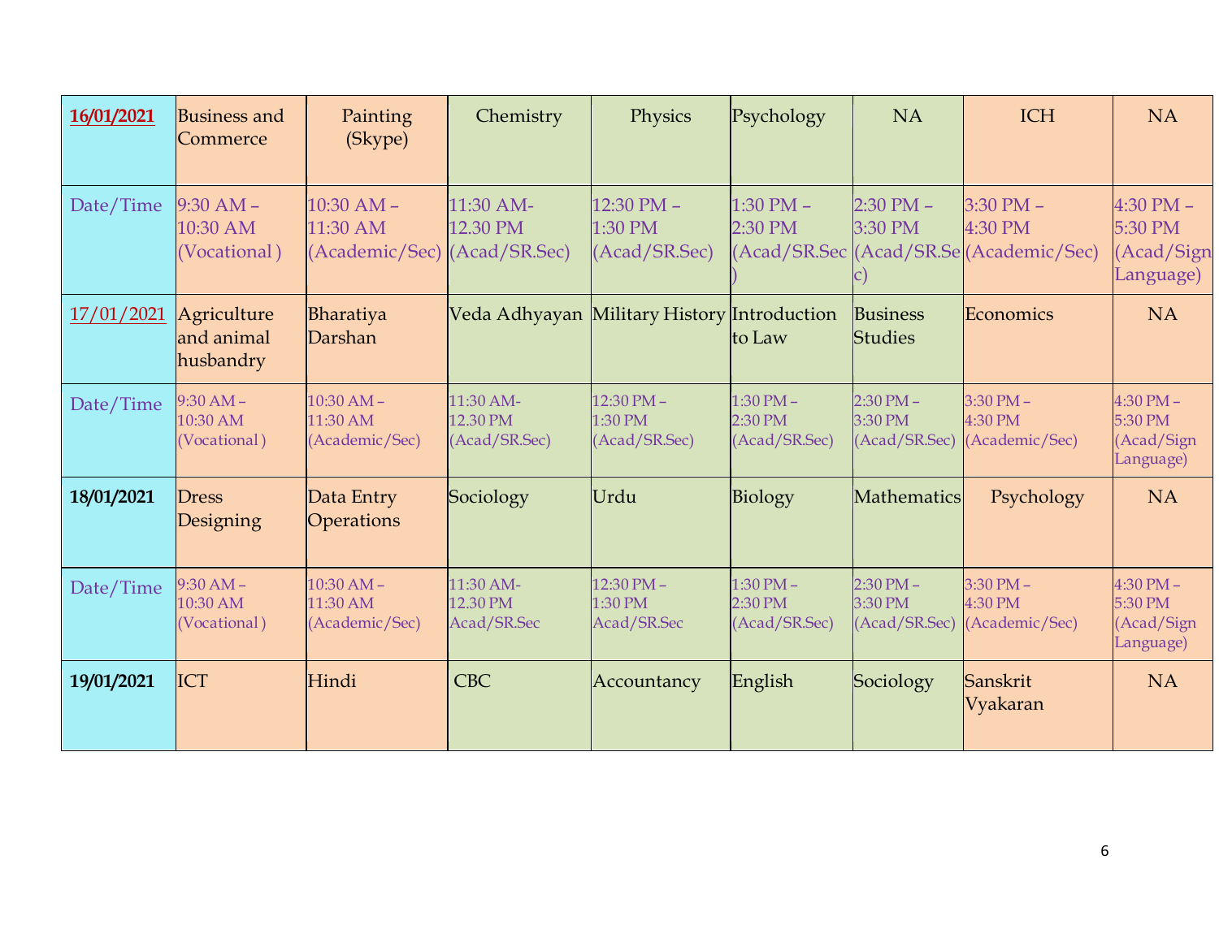| 16/01/2021 | Business and Commerce | Painting (Skype) | Chemistry | Physics | Psychology | NA | ICH | NA |
|---|---|---|---|---|---|---|---|---|
| Date/Time | 9:30 AM – 10:30 AM (Vocational ) | 10:30 AM – 11:30 AM (Academic/Sec) | 11:30 AM- 12.30 PM (Acad/SR.Sec) | 12:30 PM – 1:30 PM (Acad/SR.Sec) | 1:30 PM – 2:30 PM (Acad/SR.Sec ) | 2:30 PM – 3:30 PM (Acad/SR.Sec) | 3:30 PM – 4:30 PM (Academic/Sec) | 4:30 PM – 5:30 PM (Acad/Sign Language) |
| 17/01/2021 | Agriculture and animal husbandry | Bharatiya Darshan | Veda Adhyayan | Military History | Introduction to Law | Business Studies | Economics | NA |
| Date/Time | 9:30 AM – 10:30 AM (Vocational ) | 10:30 AM – 11:30 AM (Academic/Sec) | 11:30 AM- 12.30 PM (Acad/SR.Sec) | 12:30 PM – 1:30 PM (Acad/SR.Sec) | 1:30 PM – 2:30 PM (Acad/SR.Sec) | 2:30 PM – 3:30 PM (Acad/SR.Sec) | 3:30 PM – 4:30 PM (Academic/Sec) | 4:30 PM – 5:30 PM (Acad/Sign Language) |
| 18/01/2021 | Dress Designing | Data Entry Operations | Sociology | Urdu | Biology | Mathematics | Psychology | NA |
| Date/Time | 9:30 AM – 10:30 AM (Vocational ) | 10:30 AM – 11:30 AM (Academic/Sec) | 11:30 AM- 12.30 PM Acad/SR.Sec | 12:30 PM – 1:30 PM Acad/SR.Sec | 1:30 PM – 2:30 PM (Acad/SR.Sec) | 2:30 PM – 3:30 PM (Acad/SR.Sec) | 3:30 PM – 4:30 PM (Academic/Sec) | 4:30 PM – 5:30 PM (Acad/Sign Language) |
| 19/01/2021 | ICT | Hindi | CBC | Accountancy | English | Sociology | Sanskrit Vyakaran | NA |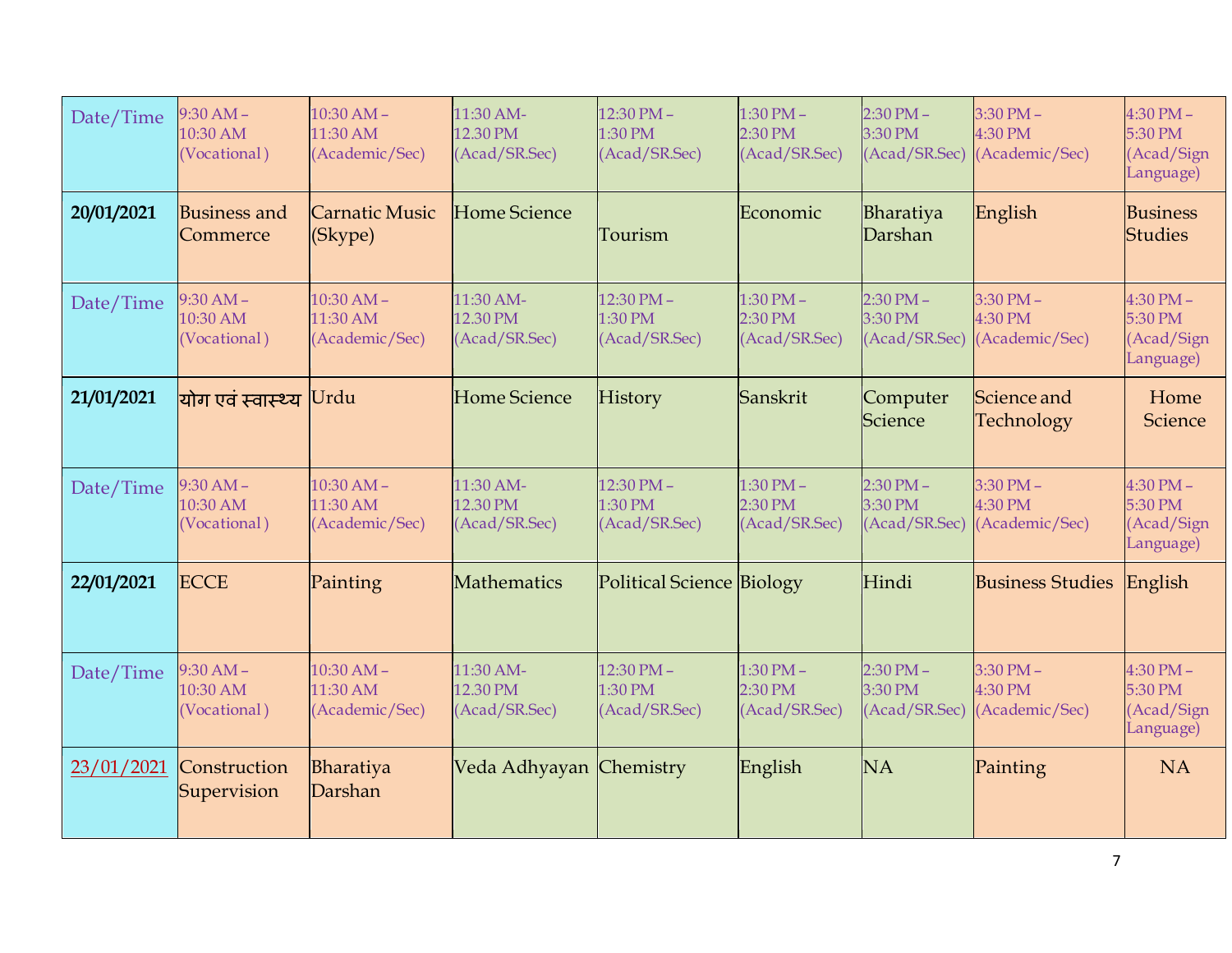| Date/Time | 9:30 AM – 10:30 AM (Vocational ) | 10:30 AM – 11:30 AM (Academic/Sec) | 11:30 AM- 12.30 PM (Acad/SR.Sec) | 12:30 PM – 1:30 PM (Acad/SR.Sec) | 1:30 PM – 2:30 PM (Acad/SR.Sec) | 2:30 PM – 3:30 PM (Acad/SR.Sec) | 3:30 PM – 4:30 PM (Academic/Sec) | 4:30 PM – 5:30 PM (Acad/Sign Language) |
|---|---|---|---|---|---|---|---|---|
| **20/01/2021** | Business and Commerce | Carnatic Music (Skype) | Home Science | Tourism | Economic | Bharatiya Darshan | English | Business Studies |
| Date/Time | 9:30 AM – 10:30 AM (Vocational ) | 10:30 AM – 11:30 AM (Academic/Sec) | 11:30 AM- 12.30 PM (Acad/SR.Sec) | 12:30 PM – 1:30 PM (Acad/SR.Sec) | 1:30 PM – 2:30 PM (Acad/SR.Sec) | 2:30 PM – 3:30 PM (Acad/SR.Sec) | 3:30 PM – 4:30 PM (Academic/Sec) | 4:30 PM – 5:30 PM (Acad/Sign Language) |
| **21/01/2021** | योग एवं स्वास्थ्य | Urdu | Home Science | History | Sanskrit | Computer Science | Science and Technology | Home Science |
| Date/Time | 9:30 AM – 10:30 AM (Vocational ) | 10:30 AM – 11:30 AM (Academic/Sec) | 11:30 AM- 12.30 PM (Acad/SR.Sec) | 12:30 PM – 1:30 PM (Acad/SR.Sec) | 1:30 PM – 2:30 PM (Acad/SR.Sec) | 2:30 PM – 3:30 PM (Acad/SR.Sec) | 3:30 PM – 4:30 PM (Academic/Sec) | 4:30 PM – 5:30 PM (Acad/Sign Language) |
| **22/01/2021** | ECCE | Painting | Mathematics | Political Science | Biology | Hindi | Business Studies | English |
| Date/Time | 9:30 AM – 10:30 AM (Vocational ) | 10:30 AM – 11:30 AM (Academic/Sec) | 11:30 AM- 12.30 PM (Acad/SR.Sec) | 12:30 PM – 1:30 PM (Acad/SR.Sec) | 1:30 PM – 2:30 PM (Acad/SR.Sec) | 2:30 PM – 3:30 PM (Acad/SR.Sec) | 3:30 PM – 4:30 PM (Academic/Sec) | 4:30 PM – 5:30 PM (Acad/Sign Language) |
| 23/01/2021 | Construction Supervision | Bharatiya Darshan | Veda Adhyayan | Chemistry | English | NA | Painting | NA |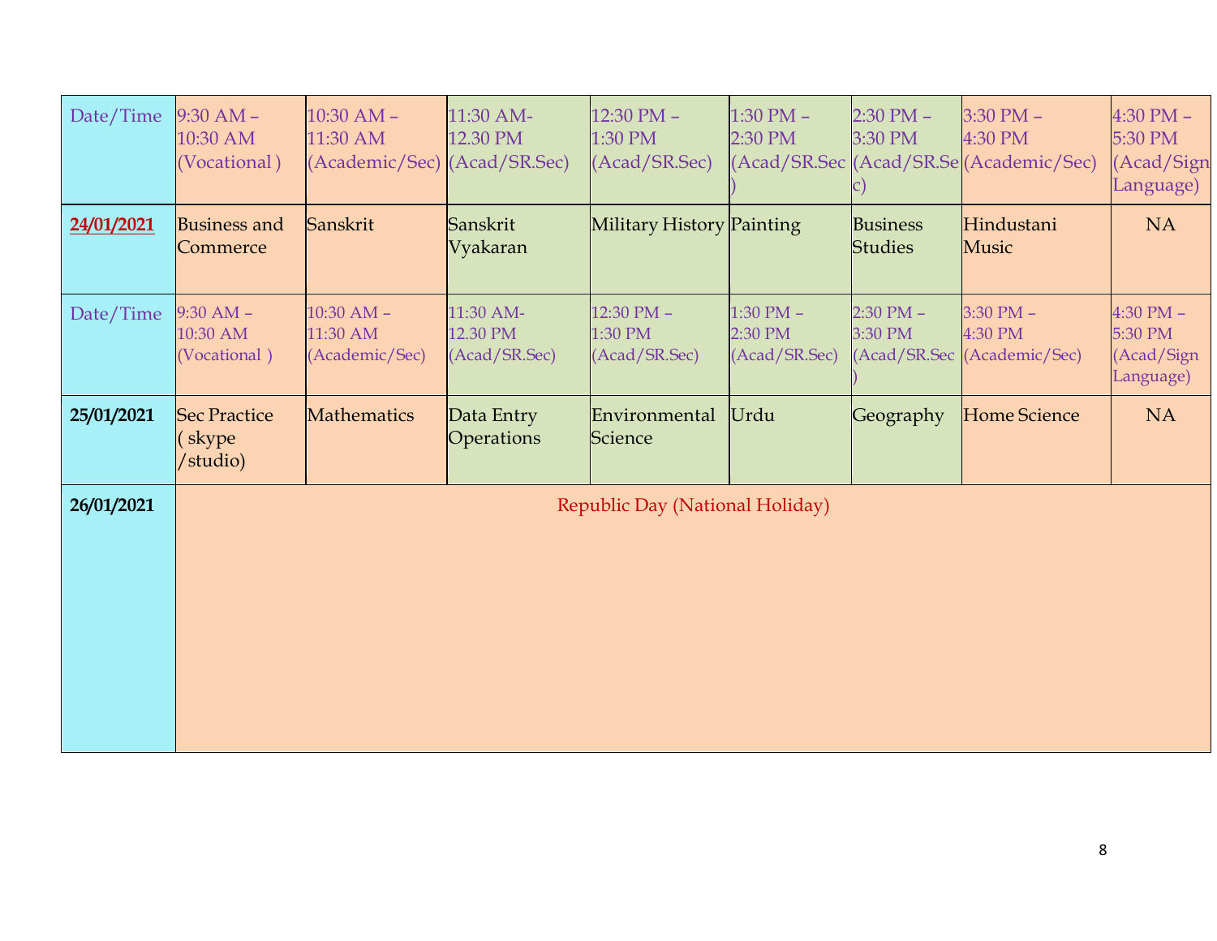| Date/Time | 9:30 AM – 10:30 AM (Vocational ) | 10:30 AM – 11:30 AM (Academic/Sec) | 11:30 AM- 12.30 PM (Acad/SR.Sec) | 12:30 PM – 1:30 PM (Acad/SR.Sec) | 1:30 PM – 2:30 PM (Acad/SR.Sec ) | 2:30 PM – 3:30 PM (Acad/SR.Sec) | 3:30 PM – 4:30 PM (Academic/Sec) | 4:30 PM – 5:30 PM (Acad/Sign Language) |
|---|---|---|---|---|---|---|---|---|
| 24/01/2021 | Business and Commerce | Sanskrit | Sanskrit Vyakaran | Military History | Painting | Business Studies | Hindustani Music | NA |
| Date/Time | 9:30 AM – 10:30 AM (Vocational ) | 10:30 AM – 11:30 AM (Academic/Sec) | 11:30 AM- 12.30 PM (Acad/SR.Sec) | 12:30 PM – 1:30 PM (Acad/SR.Sec) | 1:30 PM – 2:30 PM (Acad/SR.Sec) | 2:30 PM – 3:30 PM (Acad/SR.Sec ) | 3:30 PM – 4:30 PM (Academic/Sec) | 4:30 PM – 5:30 PM (Acad/Sign Language) |
| 25/01/2021 | Sec Practice ( skype /studio) | Mathematics | Data Entry Operations | Environmental Science | Urdu | Geography | Home Science | NA |
| 26/01/2021 | Republic Day (National Holiday) | | | | | | | |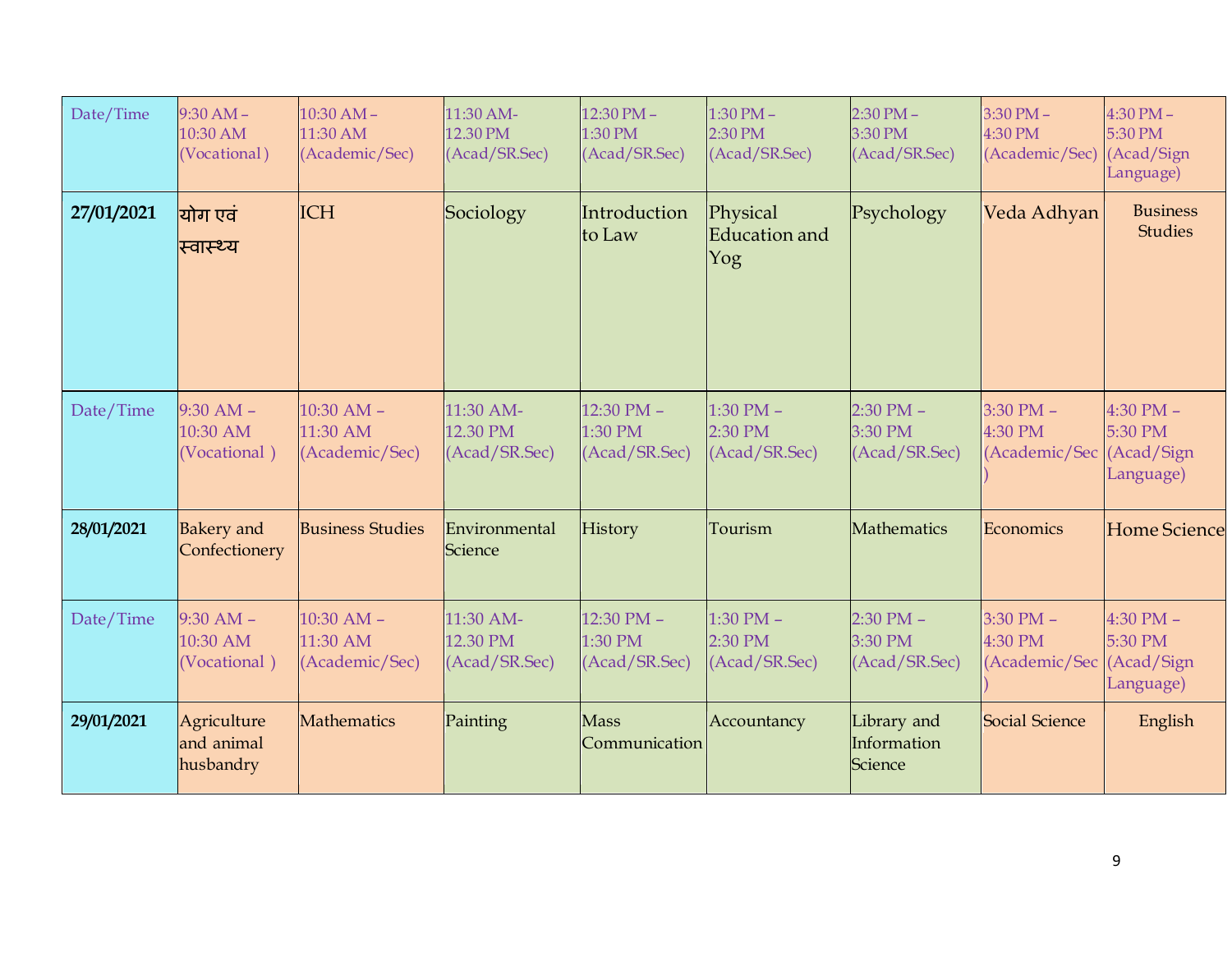| Date/Time | 9:30 AM – 10:30 AM (Vocational ) | 10:30 AM – 11:30 AM (Academic/Sec) | 11:30 AM- 12.30 PM (Acad/SR.Sec) | 12:30 PM – 1:30 PM (Acad/SR.Sec) | 1:30 PM – 2:30 PM (Acad/SR.Sec) | 2:30 PM – 3:30 PM (Acad/SR.Sec) | 3:30 PM – 4:30 PM (Academic/Sec) | 4:30 PM – 5:30 PM (Acad/Sign Language) |
|---|---|---|---|---|---|---|---|---|
| **27/01/2021** | योग एवं स्वास्थ्य | ICH | Sociology | Introduction to Law | Physical Education and Yog | Psychology | Veda Adhyan | Business Studies |
| Date/Time | 9:30 AM – 10:30 AM (Vocational ) | 10:30 AM – 11:30 AM (Academic/Sec) | 11:30 AM- 12.30 PM (Acad/SR.Sec) | 12:30 PM – 1:30 PM (Acad/SR.Sec) | 1:30 PM – 2:30 PM (Acad/SR.Sec) | 2:30 PM – 3:30 PM (Acad/SR.Sec) | 3:30 PM – 4:30 PM (Academic/Sec ) | 4:30 PM – 5:30 PM (Acad/Sign Language) |
| **28/01/2021** | Bakery and Confectionery | Business Studies | Environmental Science | History | Tourism | Mathematics | Economics | Home Science |
| Date/Time | 9:30 AM – 10:30 AM (Vocational ) | 10:30 AM – 11:30 AM (Academic/Sec) | 11:30 AM- 12.30 PM (Acad/SR.Sec) | 12:30 PM – 1:30 PM (Acad/SR.Sec) | 1:30 PM – 2:30 PM (Acad/SR.Sec) | 2:30 PM – 3:30 PM (Acad/SR.Sec) | 3:30 PM – 4:30 PM (Academic/Sec ) | 4:30 PM – 5:30 PM (Acad/Sign Language) |
| **29/01/2021** | Agriculture and animal husbandry | Mathematics | Painting | Mass Communication | Accountancy | Library and Information Science | Social Science | English |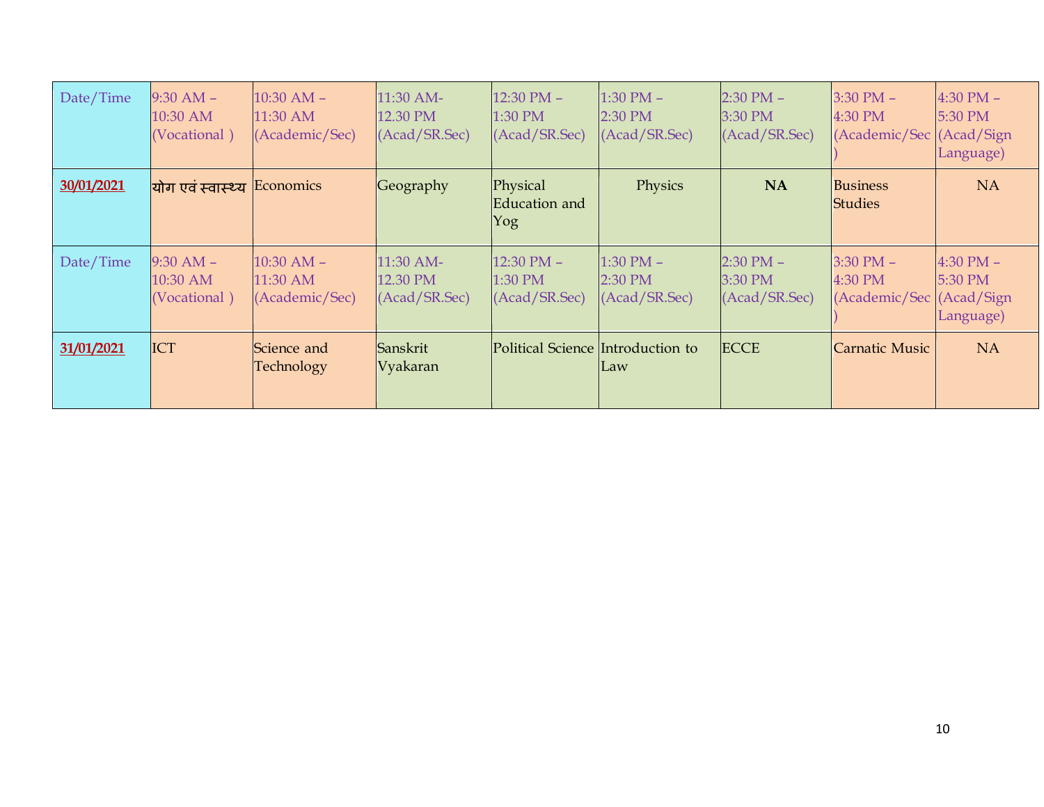| Date/Time | 9:30 AM – 10:30 AM (Vocational ) | 10:30 AM – 11:30 AM (Academic/Sec) | 11:30 AM- 12.30 PM (Acad/SR.Sec) | 12:30 PM – 1:30 PM (Acad/SR.Sec) | 1:30 PM – 2:30 PM (Acad/SR.Sec) | 2:30 PM – 3:30 PM (Acad/SR.Sec) | 3:30 PM – 4:30 PM (Academic/Sec ) | 4:30 PM – 5:30 PM (Acad/Sign Language) |
|---|---|---|---|---|---|---|---|---|
| **30/01/2021** | योग एवं स्वास्थ्य | Economics | Geography | Physical Education and Yog | Physics | **NA** | Business Studies | NA |
| Date/Time | 9:30 AM – 10:30 AM (Vocational ) | 10:30 AM – 11:30 AM (Academic/Sec) | 11:30 AM- 12.30 PM (Acad/SR.Sec) | 12:30 PM – 1:30 PM (Acad/SR.Sec) | 1:30 PM – 2:30 PM (Acad/SR.Sec) | 2:30 PM – 3:30 PM (Acad/SR.Sec) | 3:30 PM – 4:30 PM (Academic/Sec ) | 4:30 PM – 5:30 PM (Acad/Sign Language) |
| **31/01/2021** | ICT | Science and Technology | Sanskrit Vyakaran | Political Science | Introduction to Law | ECCE | Carnatic Music | NA |